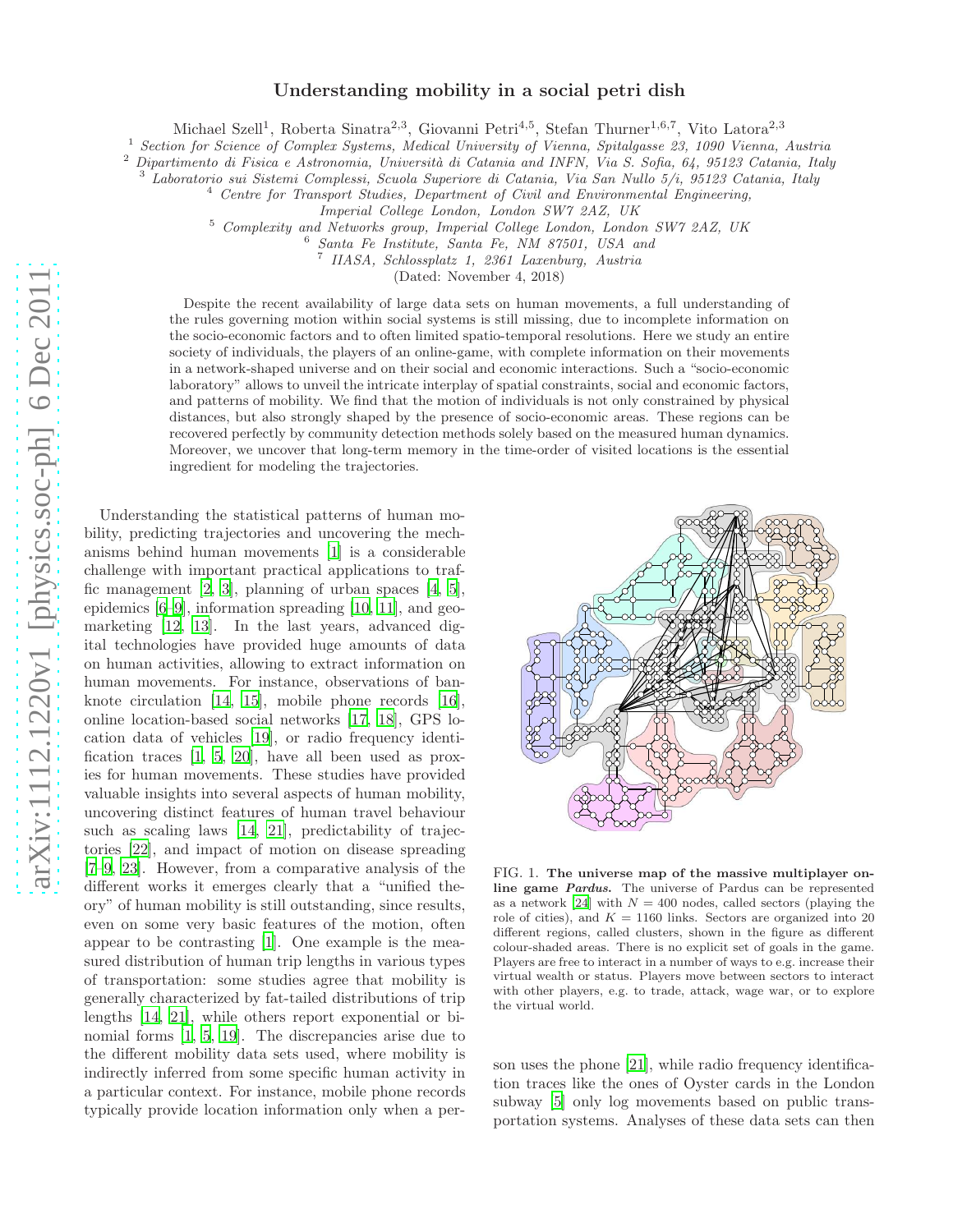# Understanding mobility in a social petri dish

Michael Szell[1], Roberta Sinatra[2,3], Giovanni Petri[4,5], Stefan Thurner[1,6,7], Vito Latora[2,3]

[1] *Section for Science of Complex Systems, Medical University of Vienna, Spitalgasse 23, 1090 Vienna, Austria*
[2] *Dipartimento di Fisica e Astronomia, Università di Catania and INFN, Via S. Sofia, 64, 95123 Catania, Italy*
[3] *Laboratorio sui Sistemi Complessi, Scuola Superiore di Catania, Via San Nullo 5/i, 95123 Catania, Italy*
[4] *Centre for Transport Studies, Department of Civil and Environmental Engineering, Imperial College London, London SW7 2AZ, UK*
[5] *Complexity and Networks group, Imperial College London, London SW7 2AZ, UK*
[6] *Santa Fe Institute, Santa Fe, NM 87501, USA and*
[7] *IIASA, Schlossplatz 1, 2361 Laxenburg, Austria*

(Dated: November 4, 2018)

Despite the recent availability of large data sets on human movements, a full understanding of the rules governing motion within social systems is still missing, due to incomplete information on the socio-economic factors and to often limited spatio-temporal resolutions. Here we study an entire society of individuals, the players of an online-game, with complete information on their movements in a network-shaped universe and on their social and economic interactions. Such a "socio-economic laboratory" allows to unveil the intricate interplay of spatial constraints, social and economic factors, and patterns of mobility. We find that the motion of individuals is not only constrained by physical distances, but also strongly shaped by the presence of socio-economic areas. These regions can be recovered perfectly by community detection methods solely based on the measured human dynamics. Moreover, we uncover that long-term memory in the time-order of visited locations is the essential ingredient for modeling the trajectories.

Understanding the statistical patterns of human mobility, predicting trajectories and uncovering the mechanisms behind human movements [1] is a considerable challenge with important practical applications to traffic management [2, 3], planning of urban spaces [4, 5], epidemics [6–9], information spreading [10, 11], and geomarketing [12, 13]. In the last years, advanced digital technologies have provided huge amounts of data on human activities, allowing to extract information on human movements. For instance, observations of banknote circulation [14, 15], mobile phone records [16], online location-based social networks [17, 18], GPS location data of vehicles [19], or radio frequency identification traces [1, 5, 20], have all been used as proxies for human movements. These studies have provided valuable insights into several aspects of human mobility, uncovering distinct features of human travel behaviour such as scaling laws [14, 21], predictability of trajectories [22], and impact of motion on disease spreading [7–9, 23]. However, from a comparative analysis of the different works it emerges clearly that a "unified theory" of human mobility is still outstanding, since results, even on some very basic features of the motion, often appear to be contrasting [1]. One example is the measured distribution of human trip lengths in various types of transportation: some studies agree that mobility is generally characterized by fat-tailed distributions of trip lengths [14, 21], while others report exponential or binomial forms [1, 5, 19]. The discrepancies arise due to the different mobility data sets used, where mobility is indirectly inferred from some specific human activity in a particular context. For instance, mobile phone records typically provide location information only when a person uses the phone [21], while radio frequency identification traces like the ones of Oyster cards in the London subway [5] only log movements based on public transportation systems. Analyses of these data sets can then

FIG. 1. **The universe map of the massive multiplayer online game *Pardus*.** The universe of Pardus can be represented as a network [24] with $N = 400$ nodes, called sectors (playing the role of cities), and $K = 1160$ links. Sectors are organized into 20 different regions, called clusters, shown in the figure as different colour-shaded areas. There is no explicit set of goals in the game. Players are free to interact in a number of ways to e.g. increase their virtual wealth or status. Players move between sectors to interact with other players, e.g. to trade, attack, wage war, or to explore the virtual world.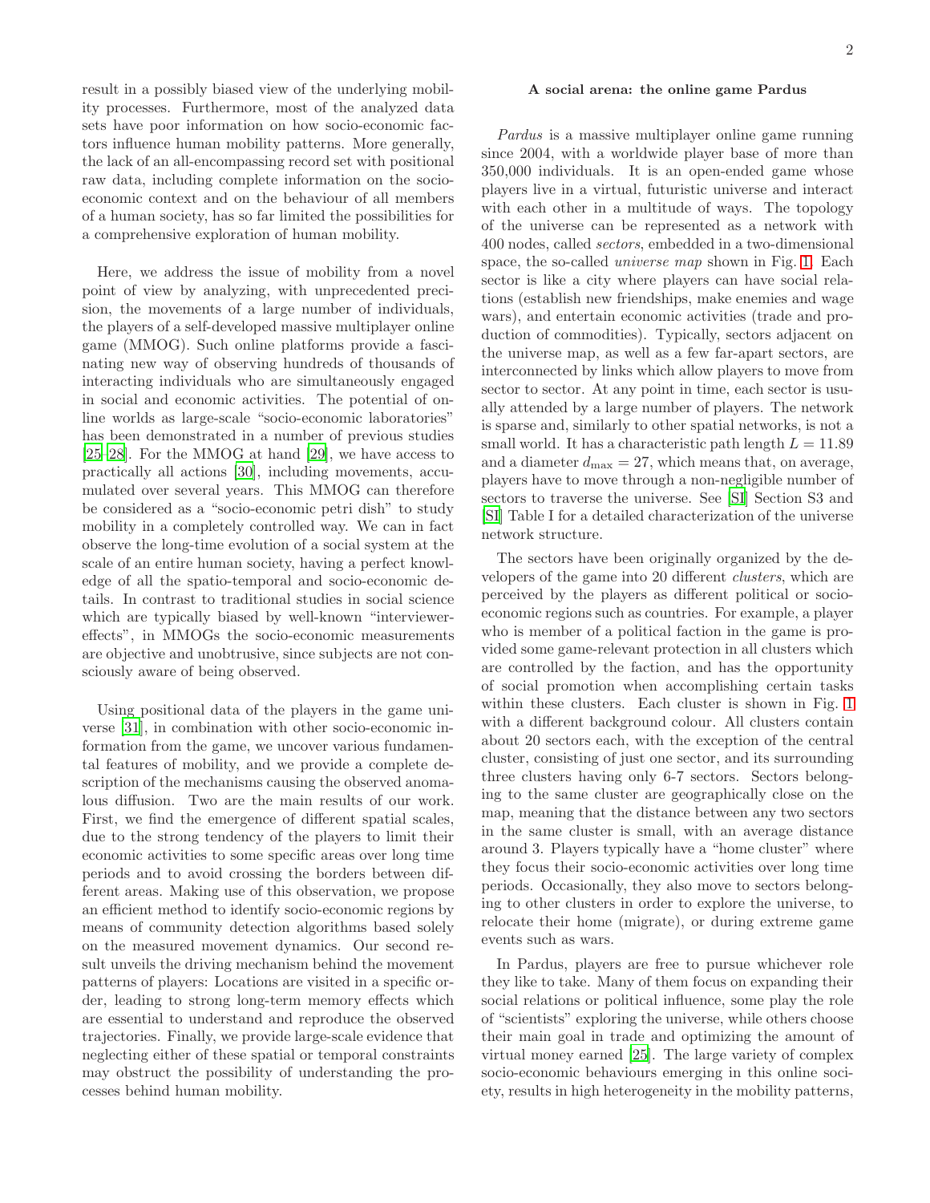result in a possibly biased view of the underlying mobility processes. Furthermore, most of the analyzed data sets have poor information on how socio-economic factors influence human mobility patterns. More generally, the lack of an all-encompassing record set with positional raw data, including complete information on the socio-economic context and on the behaviour of all members of a human society, has so far limited the possibilities for a comprehensive exploration of human mobility.

Here, we address the issue of mobility from a novel point of view by analyzing, with unprecedented precision, the movements of a large number of individuals, the players of a self-developed massive multiplayer online game (MMOG). Such online platforms provide a fascinating new way of observing hundreds of thousands of interacting individuals who are simultaneously engaged in social and economic activities. The potential of online worlds as large-scale "socio-economic laboratories" has been demonstrated in a number of previous studies [25–28]. For the MMOG at hand [29], we have access to practically all actions [30], including movements, accumulated over several years. This MMOG can therefore be considered as a "socio-economic petri dish" to study mobility in a completely controlled way. We can in fact observe the long-time evolution of a social system at the scale of an entire human society, having a perfect knowledge of all the spatio-temporal and socio-economic details. In contrast to traditional studies in social science which are typically biased by well-known "interviewer-effects", in MMOGs the socio-economic measurements are objective and unobtrusive, since subjects are not consciously aware of being observed.

Using positional data of the players in the game universe [31], in combination with other socio-economic information from the game, we uncover various fundamental features of mobility, and we provide a complete description of the mechanisms causing the observed anomalous diffusion. Two are the main results of our work. First, we find the emergence of different spatial scales, due to the strong tendency of the players to limit their economic activities to some specific areas over long time periods and to avoid crossing the borders between different areas. Making use of this observation, we propose an efficient method to identify socio-economic regions by means of community detection algorithms based solely on the measured movement dynamics. Our second result unveils the driving mechanism behind the movement patterns of players: Locations are visited in a specific order, leading to strong long-term memory effects which are essential to understand and reproduce the observed trajectories. Finally, we provide large-scale evidence that neglecting either of these spatial or temporal constraints may obstruct the possibility of understanding the processes behind human mobility.

### A social arena: the online game Pardus

*Pardus* is a massive multiplayer online game running since 2004, with a worldwide player base of more than 350,000 individuals. It is an open-ended game whose players live in a virtual, futuristic universe and interact with each other in a multitude of ways. The topology of the universe can be represented as a network with 400 nodes, called *sectors*, embedded in a two-dimensional space, the so-called *universe map* shown in Fig. 1. Each sector is like a city where players can have social relations (establish new friendships, make enemies and wage wars), and entertain economic activities (trade and production of commodities). Typically, sectors adjacent on the universe map, as well as a few far-apart sectors, are interconnected by links which allow players to move from sector to sector. At any point in time, each sector is usually attended by a large number of players. The network is sparse and, similarly to other spatial networks, is not a small world. It has a characteristic path length $L = 11.89$ and a diameter $d_{\max} = 27$, which means that, on average, players have to move through a non-negligible number of sectors to traverse the universe. See [SI] Section S3 and [SI] Table I for a detailed characterization of the universe network structure.

The sectors have been originally organized by the developers of the game into 20 different *clusters*, which are perceived by the players as different political or socio-economic regions such as countries. For example, a player who is member of a political faction in the game is provided some game-relevant protection in all clusters which are controlled by the faction, and has the opportunity of social promotion when accomplishing certain tasks within these clusters. Each cluster is shown in Fig. 1 with a different background colour. All clusters contain about 20 sectors each, with the exception of the central cluster, consisting of just one sector, and its surrounding three clusters having only 6-7 sectors. Sectors belonging to the same cluster are geographically close on the map, meaning that the distance between any two sectors in the same cluster is small, with an average distance around 3. Players typically have a "home cluster" where they focus their socio-economic activities over long time periods. Occasionally, they also move to sectors belonging to other clusters in order to explore the universe, to relocate their home (migrate), or during extreme game events such as wars.

In Pardus, players are free to pursue whichever role they like to take. Many of them focus on expanding their social relations or political influence, some play the role of "scientists" exploring the universe, while others choose their main goal in trade and optimizing the amount of virtual money earned [25]. The large variety of complex socio-economic behaviours emerging in this online society, results in high heterogeneity in the mobility patterns,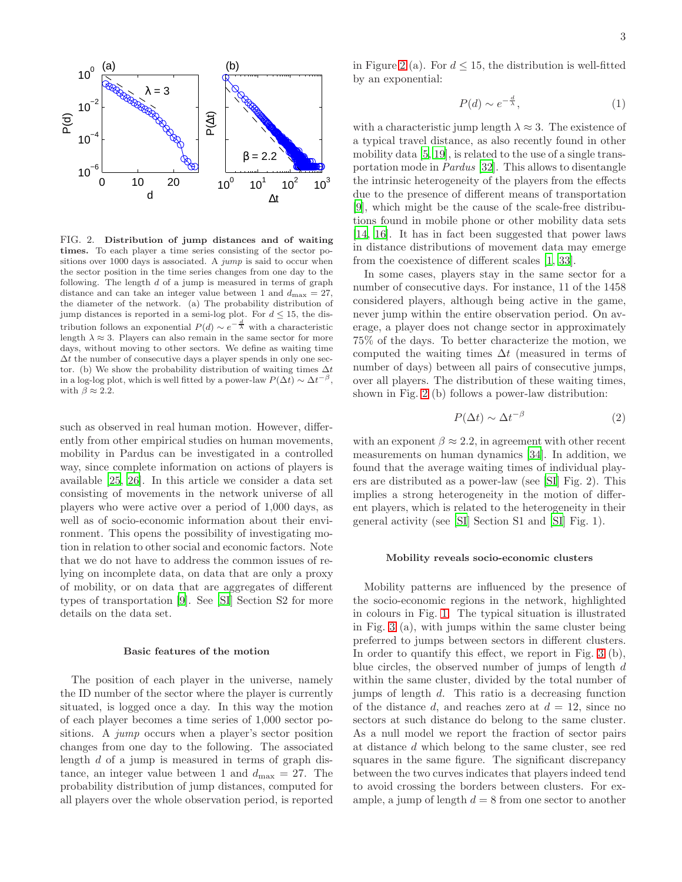FIG. 2. **Distribution of jump distances and of waiting times.** To each player a time series consisting of the sector positions over 1000 days is associated. A *jump* is said to occur when the sector position in the time series changes from one day to the following. The length $d$ of a jump is measured in terms of graph distance and can take an integer value between 1 and $d_{\max} = 27$, the diameter of the network. (a) The probability distribution of jump distances is reported in a semi-log plot. For $d \leq 15$, the distribution follows an exponential $P(d) \sim e^{-\frac{d}{\lambda}}$ with a characteristic length $\lambda \approx 3$. Players can also remain in the same sector for more days, without moving to other sectors. We define as waiting time $\Delta t$ the number of consecutive days a player spends in only one sector. (b) We show the probability distribution of waiting times $\Delta t$ in a log-log plot, which is well fitted by a power-law $P(\Delta t) \sim \Delta t^{-\beta}$, with $\beta \approx 2.2$.

such as observed in real human motion. However, differently from other empirical studies on human movements, mobility in Pardus can be investigated in a controlled way, since complete information on actions of players is available [25, 26]. In this article we consider a data set consisting of movements in the network universe of all players who were active over a period of 1,000 days, as well as of socio-economic information about their environment. This opens the possibility of investigating motion in relation to other social and economic factors. Note that we do not have to address the common issues of relying on incomplete data, on data that are only a proxy of mobility, or on data that are aggregates of different types of transportation [9]. See [SI] Section S2 for more details on the data set.

### Basic features of the motion

The position of each player in the universe, namely the ID number of the sector where the player is currently situated, is logged once a day. In this way the motion of each player becomes a time series of 1,000 sector positions. A *jump* occurs when a player's sector position changes from one day to the following. The associated length $d$ of a jump is measured in terms of graph distance, an integer value between 1 and $d_{\max} = 27$. The probability distribution of jump distances, computed for all players over the whole observation period, is reported in Figure 2 (a). For $d \leq 15$, the distribution is well-fitted by an exponential:

$$P(d) \sim e^{-\frac{d}{\lambda}}, \tag{1}$$

with a characteristic jump length $\lambda \approx 3$. The existence of a typical travel distance, as also recently found in other mobility data [5, 19], is related to the use of a single transportation mode in *Pardus* [32]. This allows to disentangle the intrinsic heterogeneity of the players from the effects due to the presence of different means of transportation [9], which might be the cause of the scale-free distributions found in mobile phone or other mobility data sets [14, 16]. It has in fact been suggested that power laws in distance distributions of movement data may emerge from the coexistence of different scales [1, 33].

In some cases, players stay in the same sector for a number of consecutive days. For instance, 11 of the 1458 considered players, although being active in the game, never jump within the entire observation period. On average, a player does not change sector in approximately 75% of the days. To better characterize the motion, we computed the waiting times $\Delta t$ (measured in terms of number of days) between all pairs of consecutive jumps, over all players. The distribution of these waiting times, shown in Fig. 2 (b) follows a power-law distribution:

$$P(\Delta t) \sim \Delta t^{-\beta} \tag{2}$$

with an exponent $\beta \approx 2.2$, in agreement with other recent measurements on human dynamics [34]. In addition, we found that the average waiting times of individual players are distributed as a power-law (see [SI] Fig. 2). This implies a strong heterogeneity in the motion of different players, which is related to the heterogeneity in their general activity (see [SI] Section S1 and [SI] Fig. 1).

### Mobility reveals socio-economic clusters

Mobility patterns are influenced by the presence of the socio-economic regions in the network, highlighted in colours in Fig. 1. The typical situation is illustrated in Fig. 3 (a), with jumps within the same cluster being preferred to jumps between sectors in different clusters. In order to quantify this effect, we report in Fig. 3 (b), blue circles, the observed number of jumps of length $d$ within the same cluster, divided by the total number of jumps of length $d$. This ratio is a decreasing function of the distance $d$, and reaches zero at $d = 12$, since no sectors at such distance do belong to the same cluster. As a null model we report the fraction of sector pairs at distance $d$ which belong to the same cluster, see red squares in the same figure. The significant discrepancy between the two curves indicates that players indeed tend to avoid crossing the borders between clusters. For example, a jump of length $d = 8$ from one sector to another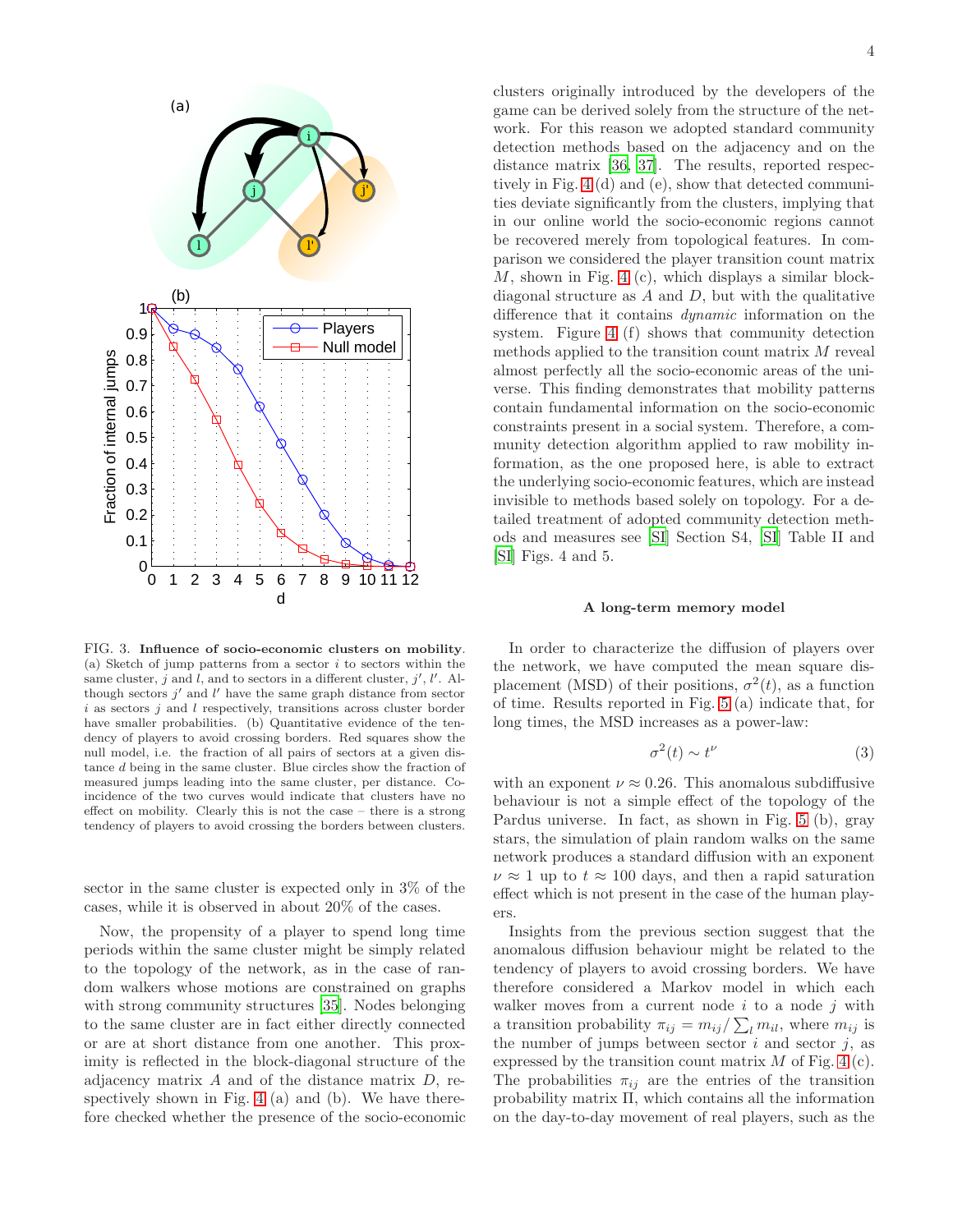FIG. 3. **Influence of socio-economic clusters on mobility**. (a) Sketch of jump patterns from a sector $i$ to sectors within the same cluster, $j$ and $l$, and to sectors in a different cluster, $j'$, $l'$. Although sectors $j'$ and $l'$ have the same graph distance from sector $i$ as sectors $j$ and $l$ respectively, transitions across cluster border have smaller probabilities. (b) Quantitative evidence of the tendency of players to avoid crossing borders. Red squares show the null model, i.e. the fraction of all pairs of sectors at a given distance $d$ being in the same cluster. Blue circles show the fraction of measured jumps leading into the same cluster, per distance. Coincidence of the two curves would indicate that clusters have no effect on mobility. Clearly this is not the case – there is a strong tendency of players to avoid crossing the borders between clusters.

sector in the same cluster is expected only in 3% of the cases, while it is observed in about 20% of the cases.

Now, the propensity of a player to spend long time periods within the same cluster might be simply related to the topology of the network, as in the case of random walkers whose motions are constrained on graphs with strong community structures [35]. Nodes belonging to the same cluster are in fact either directly connected or are at short distance from one another. This proximity is reflected in the block-diagonal structure of the adjacency matrix $A$ and of the distance matrix $D$, respectively shown in Fig. 4 (a) and (b). We have therefore checked whether the presence of the socio-economic clusters originally introduced by the developers of the game can be derived solely from the structure of the network. For this reason we adopted standard community detection methods based on the adjacency and on the distance matrix [36, 37]. The results, reported respectively in Fig. 4 (d) and (e), show that detected communities deviate significantly from the clusters, implying that in our online world the socio-economic regions cannot be recovered merely from topological features. In comparison we considered the player transition count matrix $M$, shown in Fig. 4 (c), which displays a similar block-diagonal structure as $A$ and $D$, but with the qualitative difference that it contains *dynamic* information on the system. Figure 4 (f) shows that community detection methods applied to the transition count matrix $M$ reveal almost perfectly all the socio-economic areas of the universe. This finding demonstrates that mobility patterns contain fundamental information on the socio-economic constraints present in a social system. Therefore, a community detection algorithm applied to raw mobility information, as the one proposed here, is able to extract the underlying socio-economic features, which are instead invisible to methods based solely on topology. For a detailed treatment of adopted community detection methods and measures see [SI] Section S4, [SI] Table II and [SI] Figs. 4 and 5.

### A long-term memory model

In order to characterize the diffusion of players over the network, we have computed the mean square displacement (MSD) of their positions, $\sigma^2(t)$, as a function of time. Results reported in Fig. 5 (a) indicate that, for long times, the MSD increases as a power-law:

$$\sigma^2(t) \sim t^{\nu} \tag{3}$$

with an exponent $\nu \approx 0.26$. This anomalous subdiffusive behaviour is not a simple effect of the topology of the Pardus universe. In fact, as shown in Fig. 5 (b), gray stars, the simulation of plain random walks on the same network produces a standard diffusion with an exponent $\nu \approx 1$ up to $t \approx 100$ days, and then a rapid saturation effect which is not present in the case of the human players.

Insights from the previous section suggest that the anomalous diffusion behaviour might be related to the tendency of players to avoid crossing borders. We have therefore considered a Markov model in which each walker moves from a current node $i$ to a node $j$ with a transition probability $\pi_{ij} = m_{ij}/\sum_l m_{il}$, where $m_{ij}$ is the number of jumps between sector $i$ and sector $j$, as expressed by the transition count matrix $M$ of Fig. 4 (c). The probabilities $\pi_{ij}$ are the entries of the transition probability matrix $\Pi$, which contains all the information on the day-to-day movement of real players, such as the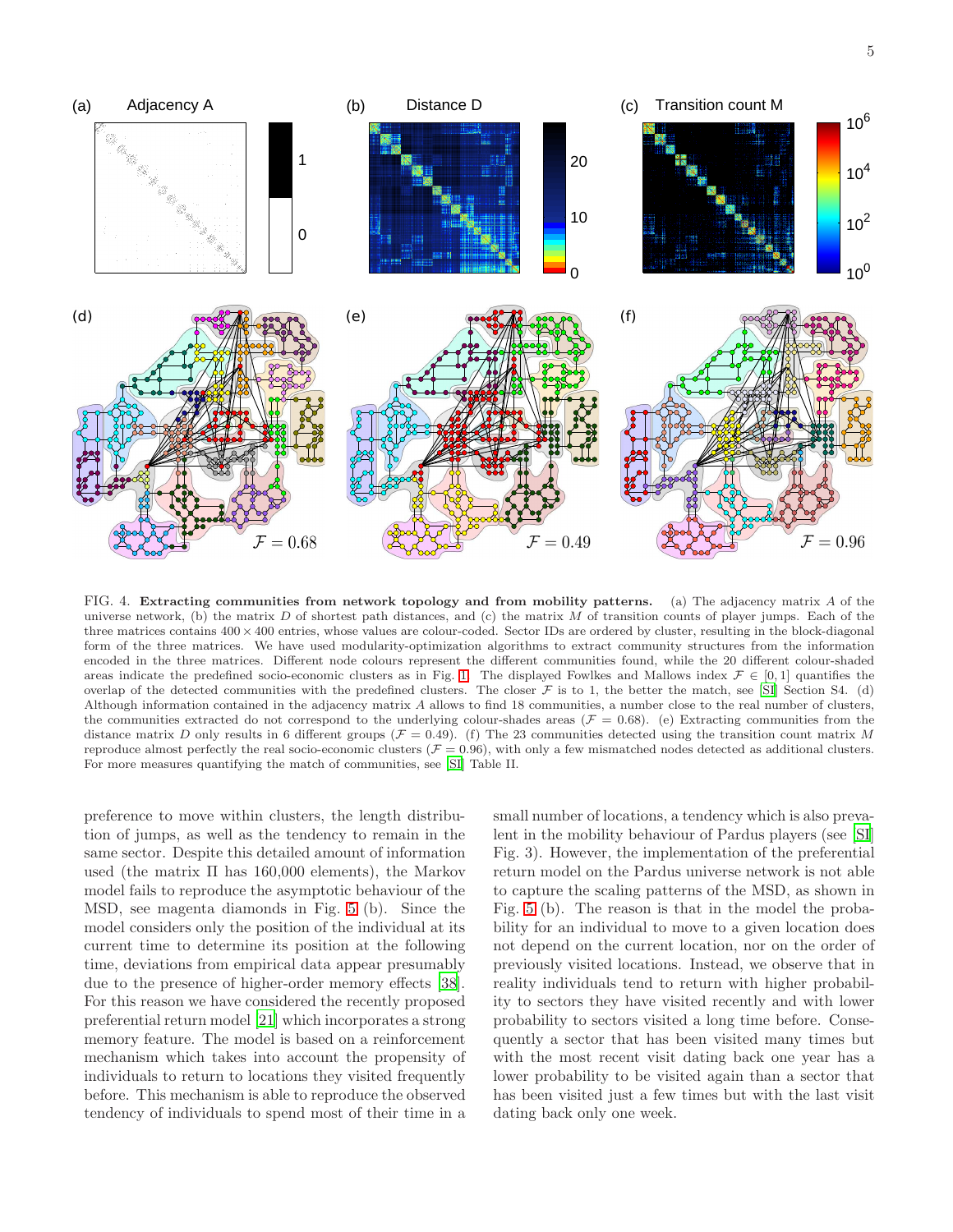FIG. 4. **Extracting communities from network topology and from mobility patterns.** (a) The adjacency matrix $A$ of the universe network, (b) the matrix $D$ of shortest path distances, and (c) the matrix $M$ of transition counts of player jumps. Each of the three matrices contains $400 \times 400$ entries, whose values are colour-coded. Sector IDs are ordered by cluster, resulting in the block-diagonal form of the three matrices. We have used modularity-optimization algorithms to extract community structures from the information encoded in the three matrices. Different node colours represent the different communities found, while the 20 different colour-shaded areas indicate the predefined socio-economic clusters as in Fig. 1. The displayed Fowlkes and Mallows index $\mathcal{F} \in [0, 1]$ quantifies the overlap of the detected communities with the predefined clusters. The closer $\mathcal{F}$ is to 1, the better the match, see [SI] Section S4. (d) Although information contained in the adjacency matrix $A$ allows to find 18 communities, a number close to the real number of clusters, the communities extracted do not correspond to the underlying colour-shades areas ($\mathcal{F} = 0.68$). (e) Extracting communities from the distance matrix $D$ only results in 6 different groups ($\mathcal{F} = 0.49$). (f) The 23 communities detected using the transition count matrix $M$ reproduce almost perfectly the real socio-economic clusters ($\mathcal{F} = 0.96$), with only a few mismatched nodes detected as additional clusters. For more measures quantifying the match of communities, see [SI] Table II.

preference to move within clusters, the length distribution of jumps, as well as the tendency to remain in the same sector. Despite this detailed amount of information used (the matrix $\Pi$ has 160,000 elements), the Markov model fails to reproduce the asymptotic behaviour of the MSD, see magenta diamonds in Fig. 5 (b). Since the model considers only the position of the individual at its current time to determine its position at the following time, deviations from empirical data appear presumably due to the presence of higher-order memory effects [38]. For this reason we have considered the recently proposed preferential return model [21] which incorporates a strong memory feature. The model is based on a reinforcement mechanism which takes into account the propensity of individuals to return to locations they visited frequently before. This mechanism is able to reproduce the observed tendency of individuals to spend most of their time in a small number of locations, a tendency which is also prevalent in the mobility behaviour of Pardus players (see [SI] Fig. 3). However, the implementation of the preferential return model on the Pardus universe network is not able to capture the scaling patterns of the MSD, as shown in Fig. 5 (b). The reason is that in the model the probability for an individual to move to a given location does not depend on the current location, nor on the order of previously visited locations. Instead, we observe that in reality individuals tend to return with higher probability to sectors they have visited recently and with lower probability to sectors visited a long time before. Consequently a sector that has been visited many times but with the most recent visit dating back one year has a lower probability to be visited again than a sector that has been visited just a few times but with the last visit dating back only one week.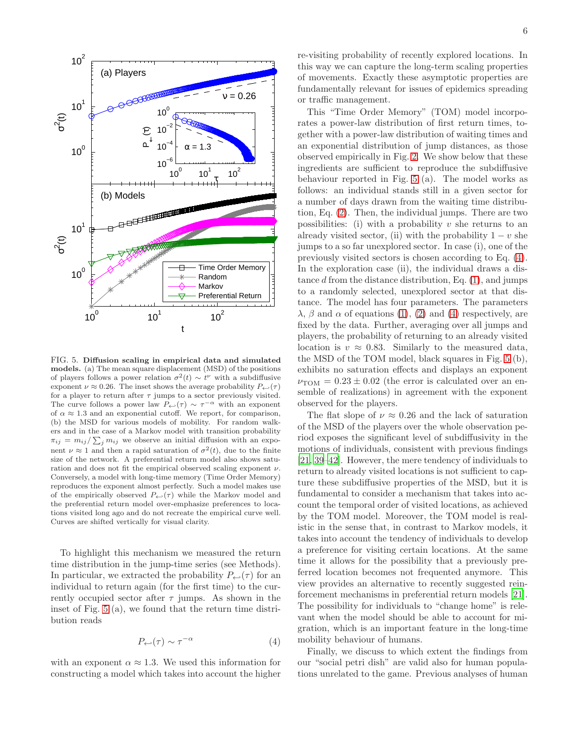FIG. 5. **Diffusion scaling in empirical data and simulated models.** (a) The mean square displacement (MSD) of the positions of players follows a power relation $\sigma^2(t) \sim t^\nu$ with a subdiffusive exponent $\nu \approx 0.26$. The inset shows the average probability $P_{\hookleftarrow}(\tau)$ for a player to return after $\tau$ jumps to a sector previously visited. The curve follows a power law $P_{\hookleftarrow}(\tau) \sim \tau^{-\alpha}$ with an exponent of $\alpha \approx 1.3$ and an exponential cutoff. We report, for comparison, (b) the MSD for various models of mobility. For random walkers and in the case of a Markov model with transition probability $\pi_{ij} = m_{ij}/\sum_j m_{ij}$ we observe an initial diffusion with an exponent $\nu \approx 1$ and then a rapid saturation of $\sigma^2(t)$, due to the finite size of the network. A preferential return model also shows saturation and does not fit the empirical observed scaling exponent $\nu$. Conversely, a model with long-time memory (Time Order Memory) reproduces the exponent almost perfectly. Such a model makes use of the empirically observed $P_{\hookleftarrow}(\tau)$ while the Markov model and the preferential return model over-emphasize preferences to locations visited long ago and do not recreate the empirical curve well. Curves are shifted vertically for visual clarity.

To highlight this mechanism we measured the return time distribution in the jump-time series (see Methods). In particular, we extracted the probability $P_{\hookleftarrow}(\tau)$ for an individual to return again (for the first time) to the currently occupied sector after $\tau$ jumps. As shown in the inset of Fig. 5 (a), we found that the return time distribution reads

$$P_{\hookleftarrow}(\tau) \sim \tau^{-\alpha} \tag{4}$$

with an exponent $\alpha \approx 1.3$. We used this information for constructing a model which takes into account the higher re-visiting probability of recently explored locations. In this way we can capture the long-term scaling properties of movements. Exactly these asymptotic properties are fundamentally relevant for issues of epidemics spreading or traffic management.

This "Time Order Memory" (TOM) model incorporates a power-law distribution of first return times, together with a power-law distribution of waiting times and an exponential distribution of jump distances, as those observed empirically in Fig. 2. We show below that these ingredients are sufficient to reproduce the subdiffusive behaviour reported in Fig. 5 (a). The model works as follows: an individual stands still in a given sector for a number of days drawn from the waiting time distribution, Eq. (2). Then, the individual jumps. There are two possibilities: (i) with a probability $v$ she returns to an already visited sector, (ii) with the probability $1 - v$ she jumps to a so far unexplored sector. In case (i), one of the previously visited sectors is chosen according to Eq. (4). In the exploration case (ii), the individual draws a distance $d$ from the distance distribution, Eq. (1), and jumps to a randomly selected, unexplored sector at that distance. The model has four parameters. The parameters $\lambda$, $\beta$ and $\alpha$ of equations (1), (2) and (4) respectively, are fixed by the data. Further, averaging over all jumps and players, the probability of returning to an already visited location is $v \approx 0.83$. Similarly to the measured data, the MSD of the TOM model, black squares in Fig. 5 (b), exhibits no saturation effects and displays an exponent $\nu_{\text{TOM}} = 0.23 \pm 0.02$ (the error is calculated over an ensemble of realizations) in agreement with the exponent observed for the players.

The flat slope of $\nu \approx 0.26$ and the lack of saturation of the MSD of the players over the whole observation period exposes the significant level of subdiffusivity in the motions of individuals, consistent with previous findings [21, 39–42]. However, the mere tendency of individuals to return to already visited locations is not sufficient to capture these subdiffusive properties of the MSD, but it is fundamental to consider a mechanism that takes into account the temporal order of visited locations, as achieved by the TOM model. Moreover, the TOM model is realistic in the sense that, in contrast to Markov models, it takes into account the tendency of individuals to develop a preference for visiting certain locations. At the same time it allows for the possibility that a previously preferred location becomes not frequented anymore. This view provides an alternative to recently suggested reinforcement mechanisms in preferential return models [21]. The possibility for individuals to "change home" is relevant when the model should be able to account for migration, which is an important feature in the long-time mobility behaviour of humans.

Finally, we discuss to which extent the findings from our "social petri dish" are valid also for human populations unrelated to the game. Previous analyses of human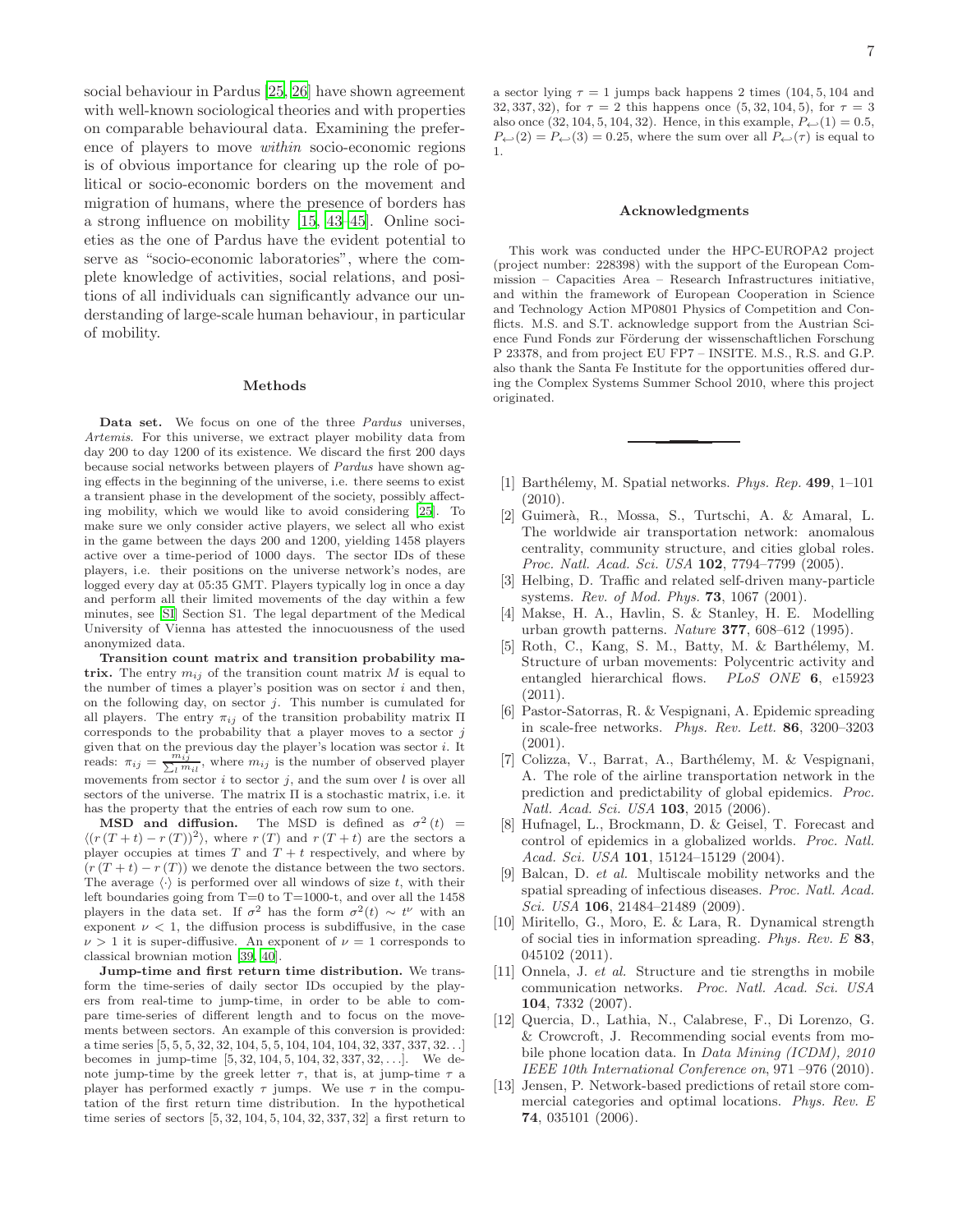social behaviour in Pardus [25, 26] have shown agreement with well-known sociological theories and with properties on comparable behavioural data. Examining the preference of players to move *within* socio-economic regions is of obvious importance for clearing up the role of political or socio-economic borders on the movement and migration of humans, where the presence of borders has a strong influence on mobility [15, 43–45]. Online societies as the one of Pardus have the evident potential to serve as "socio-economic laboratories", where the complete knowledge of activities, social relations, and positions of all individuals can significantly advance our understanding of large-scale human behaviour, in particular of mobility.

## Methods

**Data set.** We focus on one of the three *Pardus* universes, *Artemis*. For this universe, we extract player mobility data from day 200 to day 1200 of its existence. We discard the first 200 days because social networks between players of *Pardus* have shown aging effects in the beginning of the universe, i.e. there seems to exist a transient phase in the development of the society, possibly affecting mobility, which we would like to avoid considering [25]. To make sure we only consider active players, we select all who exist in the game between the days 200 and 1200, yielding 1458 players active over a time-period of 1000 days. The sector IDs of these players, i.e. their positions on the universe network's nodes, are logged every day at 05:35 GMT. Players typically log in once a day and perform all their limited movements of the day within a few minutes, see [SI] Section S1. The legal department of the Medical University of Vienna has attested the innocuousness of the used anonymized data.

**Transition count matrix and transition probability matrix.** The entry $m_{ij}$ of the transition count matrix $M$ is equal to the number of times a player's position was on sector $i$ and then, on the following day, on sector $j$. This number is cumulated for all players. The entry $\pi_{ij}$ of the transition probability matrix $\Pi$ corresponds to the probability that a player moves to a sector $j$ given that on the previous day the player's location was sector $i$. It reads: $\pi_{ij} = \frac{m_{ij}}{\sum_l m_{il}}$, where $m_{ij}$ is the number of observed player movements from sector $i$ to sector $j$, and the sum over $l$ is over all sectors of the universe. The matrix $\Pi$ is a stochastic matrix, i.e. it has the property that the entries of each row sum to one.

**MSD and diffusion.** The MSD is defined as $\sigma^2(t) = \langle (r(T+t) - r(T))^2 \rangle$, where $r(T)$ and $r(T+t)$ are the sectors a player occupies at times $T$ and $T+t$ respectively, and where by $(r(T+t) - r(T))$ we denote the distance between the two sectors. The average $\langle \cdot \rangle$ is performed over all windows of size $t$, with their left boundaries going from T=0 to T=1000-t, and over all the 1458 players in the data set. If $\sigma^2$ has the form $\sigma^2(t) \sim t^\nu$ with an exponent $\nu < 1$, the diffusion process is subdiffusive, in the case $\nu > 1$ it is super-diffusive. An exponent of $\nu = 1$ corresponds to classical brownian motion [39, 40].

**Jump-time and first return time distribution.** We transform the time-series of daily sector IDs occupied by the players from real-time to jump-time, in order to be able to compare time-series of different length and to focus on the movements between sectors. An example of this conversion is provided: a time series $[5, 5, 5, 32, 32, 104, 5, 5, 104, 104, 104, 32, 337, 337, 32 \ldots]$ becomes in jump-time $[5, 32, 104, 5, 104, 32, 337, 32, \ldots]$. We denote jump-time by the greek letter $\tau$, that is, at jump-time $\tau$ a player has performed exactly $\tau$ jumps. We use $\tau$ in the computation of the first return time distribution. In the hypothetical time series of sectors $[5, 32, 104, 5, 104, 32, 337, 32]$ a first return to a sector lying $\tau = 1$ jumps back happens 2 times $(104, 5, 104$ and $32, 337, 32)$, for $\tau = 2$ this happens once $(5, 32, 104, 5)$, for $\tau = 3$ also once $(32, 104, 5, 104, 32)$. Hence, in this example, $P_{\hookleftarrow}(1) = 0.5$, $P_{\hookleftarrow}(2) = P_{\hookleftarrow}(3) = 0.25$, where the sum over all $P_{\hookleftarrow}(\tau)$ is equal to 1.

## Acknowledgments

This work was conducted under the HPC-EUROPA2 project (project number: 228398) with the support of the European Commission – Capacities Area – Research Infrastructures initiative, and within the framework of European Cooperation in Science and Technology Action MP0801 Physics of Competition and Conflicts. M.S. and S.T. acknowledge support from the Austrian Science Fund Fonds zur Förderung der wissenschaftlichen Forschung P 23378, and from project EU FP7 – INSITE. M.S., R.S. and G.P. also thank the Santa Fe Institute for the opportunities offered during the Complex Systems Summer School 2010, where this project originated.

---

[1] Barthélemy, M. Spatial networks. *Phys. Rep.* **499**, 1–101 (2010).

[2] Guimerà, R., Mossa, S., Turtschi, A. & Amaral, L. The worldwide air transportation network: anomalous centrality, community structure, and cities global roles. *Proc. Natl. Acad. Sci. USA* **102**, 7794–7799 (2005).

[3] Helbing, D. Traffic and related self-driven many-particle systems. *Rev. of Mod. Phys.* **73**, 1067 (2001).

[4] Makse, H. A., Havlin, S. & Stanley, H. E. Modelling urban growth patterns. *Nature* **377**, 608–612 (1995).

[5] Roth, C., Kang, S. M., Batty, M. & Barthélemy, M. Structure of urban movements: Polycentric activity and entangled hierarchical flows. *PLoS ONE* **6**, e15923 (2011).

[6] Pastor-Satorras, R. & Vespignani, A. Epidemic spreading in scale-free networks. *Phys. Rev. Lett.* **86**, 3200–3203 (2001).

[7] Colizza, V., Barrat, A., Barthélemy, M. & Vespignani, A. The role of the airline transportation network in the prediction and predictability of global epidemics. *Proc. Natl. Acad. Sci. USA* **103**, 2015 (2006).

[8] Hufnagel, L., Brockmann, D. & Geisel, T. Forecast and control of epidemics in a globalized worlds. *Proc. Natl. Acad. Sci. USA* **101**, 15124–15129 (2004).

[9] Balcan, D. *et al.* Multiscale mobility networks and the spatial spreading of infectious diseases. *Proc. Natl. Acad. Sci. USA* **106**, 21484–21489 (2009).

[10] Miritello, G., Moro, E. & Lara, R. Dynamical strength of social ties in information spreading. *Phys. Rev. E* **83**, 045102 (2011).

[11] Onnela, J. *et al.* Structure and tie strengths in mobile communication networks. *Proc. Natl. Acad. Sci. USA* **104**, 7332 (2007).

[12] Quercia, D., Lathia, N., Calabrese, F., Di Lorenzo, G. & Crowcroft, J. Recommending social events from mobile phone location data. In *Data Mining (ICDM), 2010 IEEE 10th International Conference on*, 971 –976 (2010).

[13] Jensen, P. Network-based predictions of retail store commercial categories and optimal locations. *Phys. Rev. E* **74**, 035101 (2006).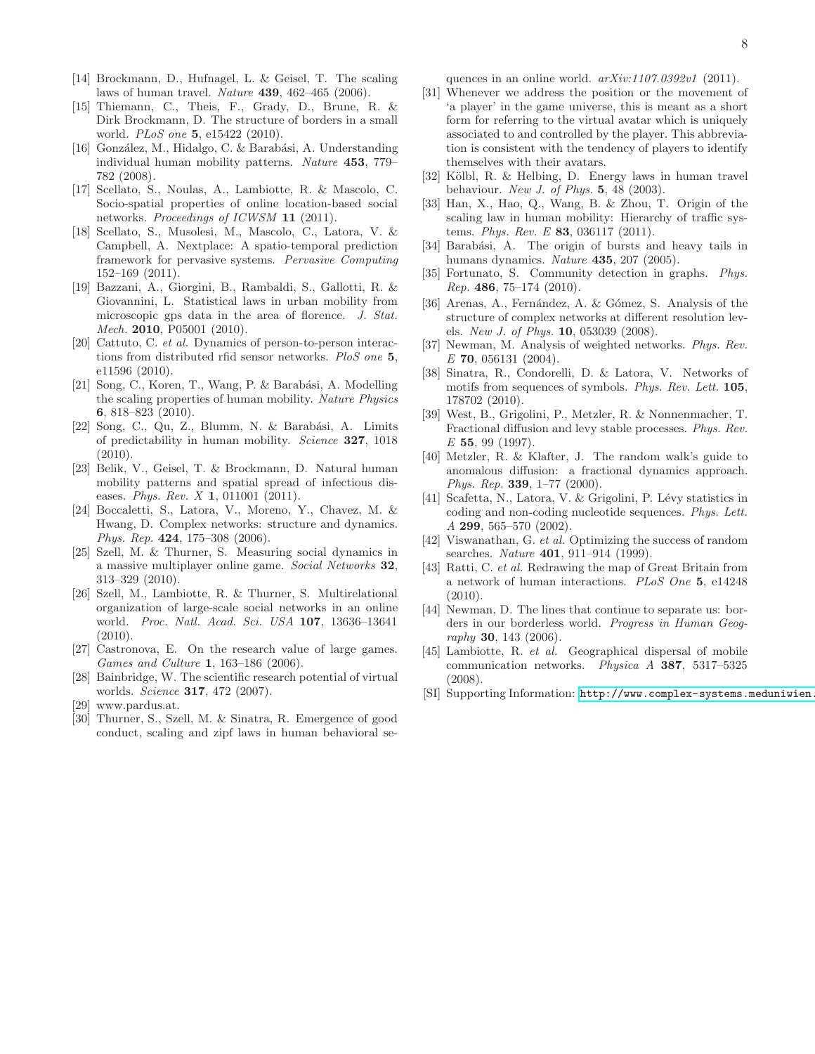[14] Brockmann, D., Hufnagel, L. & Geisel, T. The scaling laws of human travel. *Nature* **439**, 462–465 (2006).

[15] Thiemann, C., Theis, F., Grady, D., Brune, R. & Dirk Brockmann, D. The structure of borders in a small world. *PLoS one* **5**, e15422 (2010).

[16] González, M., Hidalgo, C. & Barabási, A. Understanding individual human mobility patterns. *Nature* **453**, 779–782 (2008).

[17] Scellato, S., Noulas, A., Lambiotte, R. & Mascolo, C. Socio-spatial properties of online location-based social networks. *Proceedings of ICWSM* **11** (2011).

[18] Scellato, S., Musolesi, M., Mascolo, C., Latora, V. & Campbell, A. Nextplace: A spatio-temporal prediction framework for pervasive systems. *Pervasive Computing* 152–169 (2011).

[19] Bazzani, A., Giorgini, B., Rambaldi, S., Gallotti, R. & Giovannini, L. Statistical laws in urban mobility from microscopic gps data in the area of florence. *J. Stat. Mech.* **2010**, P05001 (2010).

[20] Cattuto, C. *et al.* Dynamics of person-to-person interactions from distributed rfid sensor networks. *PloS one* **5**, e11596 (2010).

[21] Song, C., Koren, T., Wang, P. & Barabási, A. Modelling the scaling properties of human mobility. *Nature Physics* **6**, 818–823 (2010).

[22] Song, C., Qu, Z., Blumm, N. & Barabási, A. Limits of predictability in human mobility. *Science* **327**, 1018 (2010).

[23] Belik, V., Geisel, T. & Brockmann, D. Natural human mobility patterns and spatial spread of infectious diseases. *Phys. Rev. X* **1**, 011001 (2011).

[24] Boccaletti, S., Latora, V., Moreno, Y., Chavez, M. & Hwang, D. Complex networks: structure and dynamics. *Phys. Rep.* **424**, 175–308 (2006).

[25] Szell, M. & Thurner, S. Measuring social dynamics in a massive multiplayer online game. *Social Networks* **32**, 313–329 (2010).

[26] Szell, M., Lambiotte, R. & Thurner, S. Multirelational organization of large-scale social networks in an online world. *Proc. Natl. Acad. Sci. USA* **107**, 13636–13641 (2010).

[27] Castronova, E. On the research value of large games. *Games and Culture* **1**, 163–186 (2006).

[28] Bainbridge, W. The scientific research potential of virtual worlds. *Science* **317**, 472 (2007).

[29] www.pardus.at.

[30] Thurner, S., Szell, M. & Sinatra, R. Emergence of good conduct, scaling and zipf laws in human behavioral sequences in an online world. *arXiv:1107.0392v1* (2011).

[31] Whenever we address the position or the movement of 'a player' in the game universe, this is meant as a short form for referring to the virtual avatar which is uniquely associated to and controlled by the player. This abbreviation is consistent with the tendency of players to identify themselves with their avatars.

[32] Kölbl, R. & Helbing, D. Energy laws in human travel behaviour. *New J. of Phys.* **5**, 48 (2003).

[33] Han, X., Hao, Q., Wang, B. & Zhou, T. Origin of the scaling law in human mobility: Hierarchy of traffic systems. *Phys. Rev. E* **83**, 036117 (2011).

[34] Barabási, A. The origin of bursts and heavy tails in humans dynamics. *Nature* **435**, 207 (2005).

[35] Fortunato, S. Community detection in graphs. *Phys. Rep.* **486**, 75–174 (2010).

[36] Arenas, A., Fernández, A. & Gómez, S. Analysis of the structure of complex networks at different resolution levels. *New J. of Phys.* **10**, 053039 (2008).

[37] Newman, M. Analysis of weighted networks. *Phys. Rev. E* **70**, 056131 (2004).

[38] Sinatra, R., Condorelli, D. & Latora, V. Networks of motifs from sequences of symbols. *Phys. Rev. Lett.* **105**, 178702 (2010).

[39] West, B., Grigolini, P., Metzler, R. & Nonnenmacher, T. Fractional diffusion and levy stable processes. *Phys. Rev. E* **55**, 99 (1997).

[40] Metzler, R. & Klafter, J. The random walk's guide to anomalous diffusion: a fractional dynamics approach. *Phys. Rep.* **339**, 1–77 (2000).

[41] Scafetta, N., Latora, V. & Grigolini, P. Lévy statistics in coding and non-coding nucleotide sequences. *Phys. Lett. A* **299**, 565–570 (2002).

[42] Viswanathan, G. *et al.* Optimizing the success of random searches. *Nature* **401**, 911–914 (1999).

[43] Ratti, C. *et al.* Redrawing the map of Great Britain from a network of human interactions. *PLoS One* **5**, e14248 (2010).

[44] Newman, D. The lines that continue to separate us: borders in our borderless world. *Progress in Human Geography* **30**, 143 (2006).

[45] Lambiotte, R. *et al.* Geographical dispersal of mobile communication networks. *Physica A* **387**, 5317–5325 (2008).

[SI] Supporting Information: `http://www.complex-systems.meduniwien.`